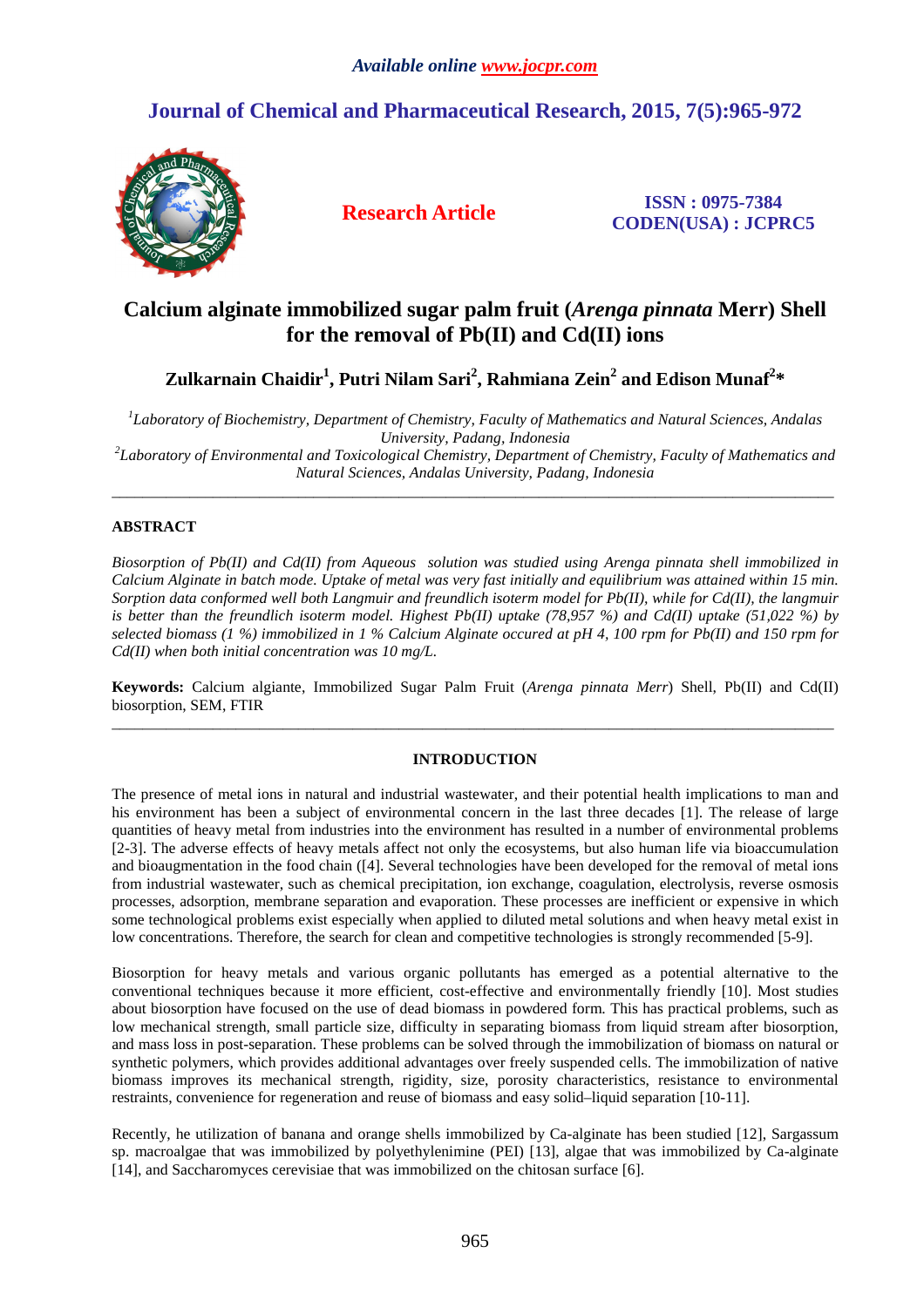# Calcium alginate immobilized sugar palm fruit (*Arenga pinnata* Merr) Shell for the removal of Pb(II) and Cd(II) ions

**Zulkarnain Chaidir[1], Putri Nilam Sari[2], Rahmiana Zein[2] and Edison Munaf[2]***

[1]*Laboratory of Biochemistry, Department of Chemistry, Faculty of Mathematics and Natural Sciences, Andalas University, Padang, Indonesia*
[2]*Laboratory of Environmental and Toxicological Chemistry, Department of Chemistry, Faculty of Mathematics and Natural Sciences, Andalas University, Padang, Indonesia*

---

## ABSTRACT

*Biosorption of Pb(II) and Cd(II) from Aqueous solution was studied using Arenga pinnata shell immobilized in Calcium Alginate in batch mode. Uptake of metal was very fast initially and equilibrium was attained within 15 min. Sorption data conformed well both Langmuir and freundlich isoterm model for Pb(II), while for Cd(II), the langmuir is better than the freundlich isoterm model. Highest Pb(II) uptake (78,957 %) and Cd(II) uptake (51,022 %) by selected biomass (1 %) immobilized in 1 % Calcium Alginate occured at pH 4, 100 rpm for Pb(II) and 150 rpm for Cd(II) when both initial concentration was 10 mg/L.*

**Keywords:** Calcium algiante, Immobilized Sugar Palm Fruit (*Arenga pinnata Merr*) Shell, Pb(II) and Cd(II) biosorption, SEM, FTIR

---

## INTRODUCTION

The presence of metal ions in natural and industrial wastewater, and their potential health implications to man and his environment has been a subject of environmental concern in the last three decades [1]. The release of large quantities of heavy metal from industries into the environment has resulted in a number of environmental problems [2-3]. The adverse effects of heavy metals affect not only the ecosystems, but also human life via bioaccumulation and bioaugmentation in the food chain ([4]. Several technologies have been developed for the removal of metal ions from industrial wastewater, such as chemical precipitation, ion exchange, coagulation, electrolysis, reverse osmosis processes, adsorption, membrane separation and evaporation. These processes are inefficient or expensive in which some technological problems exist especially when applied to diluted metal solutions and when heavy metal exist in low concentrations. Therefore, the search for clean and competitive technologies is strongly recommended [5-9].

Biosorption for heavy metals and various organic pollutants has emerged as a potential alternative to the conventional techniques because it more efficient, cost-effective and environmentally friendly [10]. Most studies about biosorption have focused on the use of dead biomass in powdered form. This has practical problems, such as low mechanical strength, small particle size, difficulty in separating biomass from liquid stream after biosorption, and mass loss in post-separation. These problems can be solved through the immobilization of biomass on natural or synthetic polymers, which provides additional advantages over freely suspended cells. The immobilization of native biomass improves its mechanical strength, rigidity, size, porosity characteristics, resistance to environmental restraints, convenience for regeneration and reuse of biomass and easy solid–liquid separation [10-11].

Recently, he utilization of banana and orange shells immobilized by Ca-alginate has been studied [12], Sargassum sp. macroalgae that was immobilized by polyethylenimine (PEI) [13], algae that was immobilized by Ca-alginate [14], and Saccharomyces cerevisiae that was immobilized on the chitosan surface [6].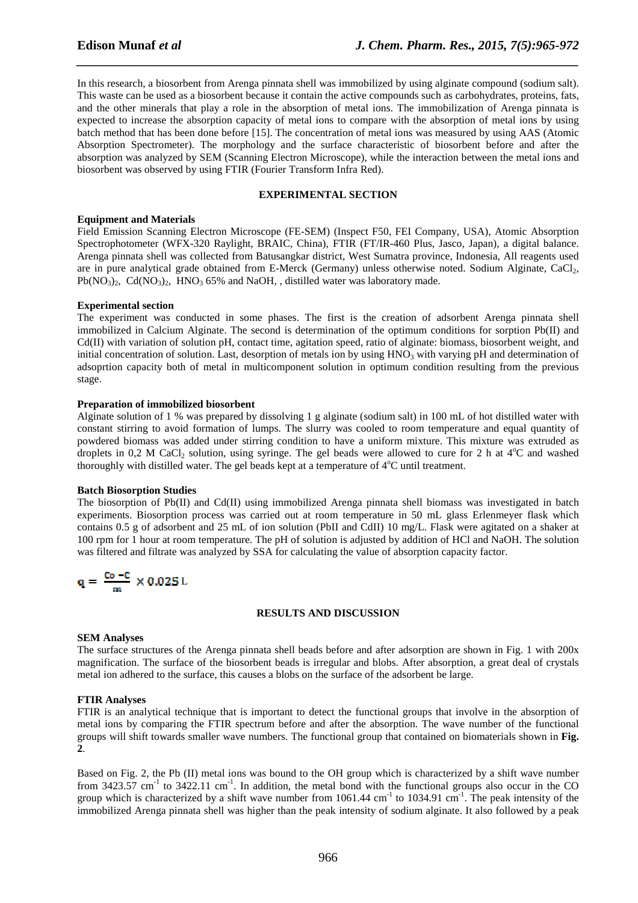In this research, a biosorbent from Arenga pinnata shell was immobilized by using alginate compound (sodium salt). This waste can be used as a biosorbent because it contain the active compounds such as carbohydrates, proteins, fats, and the other minerals that play a role in the absorption of metal ions. The immobilization of Arenga pinnata is expected to increase the absorption capacity of metal ions to compare with the absorption of metal ions by using batch method that has been done before [15]. The concentration of metal ions was measured by using AAS (Atomic Absorption Spectrometer). The morphology and the surface characteristic of biosorbent before and after the absorption was analyzed by SEM (Scanning Electron Microscope), while the interaction between the metal ions and biosorbent was observed by using FTIR (Fourier Transform Infra Red).

## EXPERIMENTAL SECTION

### Equipment and Materials

Field Emission Scanning Electron Microscope (FE-SEM) (Inspect F50, FEI Company, USA), Atomic Absorption Spectrophotometer (WFX-320 Raylight, BRAIC, China), FTIR (FT/IR-460 Plus, Jasco, Japan), a digital balance. Arenga pinnata shell was collected from Batusangkar district, West Sumatra province, Indonesia, All reagents used are in pure analytical grade obtained from E-Merck (Germany) unless otherwise noted. Sodium Alginate, $CaCl_2$, $Pb(NO_3)_2$, $Cd(NO_3)_2$, $HNO_3$ 65% and NaOH, , distilled water was laboratory made.

### Experimental section

The experiment was conducted in some phases. The first is the creation of adsorbent Arenga pinnata shell immobilized in Calcium Alginate. The second is determination of the optimum conditions for sorption Pb(II) and Cd(II) with variation of solution pH, contact time, agitation speed, ratio of alginate: biomass, biosorbent weight, and initial concentration of solution. Last, desorption of metals ion by using $HNO_3$ with varying pH and determination of adsoprtion capacity both of metal in multicomponent solution in optimum condition resulting from the previous stage.

### Preparation of immobilized biosorbent

Alginate solution of 1 % was prepared by dissolving 1 g alginate (sodium salt) in 100 mL of hot distilled water with constant stirring to avoid formation of lumps. The slurry was cooled to room temperature and equal quantity of powdered biomass was added under stirring condition to have a uniform mixture. This mixture was extruded as droplets in 0,2 M $CaCl_2$ solution, using syringe. The gel beads were allowed to cure for 2 h at 4°C and washed thoroughly with distilled water. The gel beads kept at a temperature of 4°C until treatment.

### Batch Biosorption Studies

The biosorption of Pb(II) and Cd(II) using immobilized Arenga pinnata shell biomass was investigated in batch experiments. Biosorption process was carried out at room temperature in 50 mL glass Erlenmeyer flask which contains 0.5 g of adsorbent and 25 mL of ion solution (PbII and CdII) 10 mg/L. Flask were agitated on a shaker at 100 rpm for 1 hour at room temperature. The pH of solution is adjusted by addition of HCl and NaOH. The solution was filtered and filtrate was analyzed by SSA for calculating the value of absorption capacity factor.

$$q = \frac{C_0 - C}{m} \times 0.025\,\text{L}$$

## RESULTS AND DISCUSSION

### SEM Analyses

The surface structures of the Arenga pinnata shell beads before and after adsorption are shown in Fig. 1 with 200x magnification. The surface of the biosorbent beads is irregular and blobs. After absorption, a great deal of crystals metal ion adhered to the surface, this causes a blobs on the surface of the adsorbent be large.

### FTIR Analyses

FTIR is an analytical technique that is important to detect the functional groups that involve in the absorption of metal ions by comparing the FTIR spectrum before and after the absorption. The wave number of the functional groups will shift towards smaller wave numbers. The functional group that contained on biomaterials shown in **Fig. 2**.

Based on Fig. 2, the Pb (II) metal ions was bound to the OH group which is characterized by a shift wave number from 3423.57 $cm^{-1}$ to 3422.11 $cm^{-1}$. In addition, the metal bond with the functional groups also occur in the CO group which is characterized by a shift wave number from 1061.44 $cm^{-1}$ to 1034.91 $cm^{-1}$. The peak intensity of the immobilized Arenga pinnata shell was higher than the peak intensity of sodium alginate. It also followed by a peak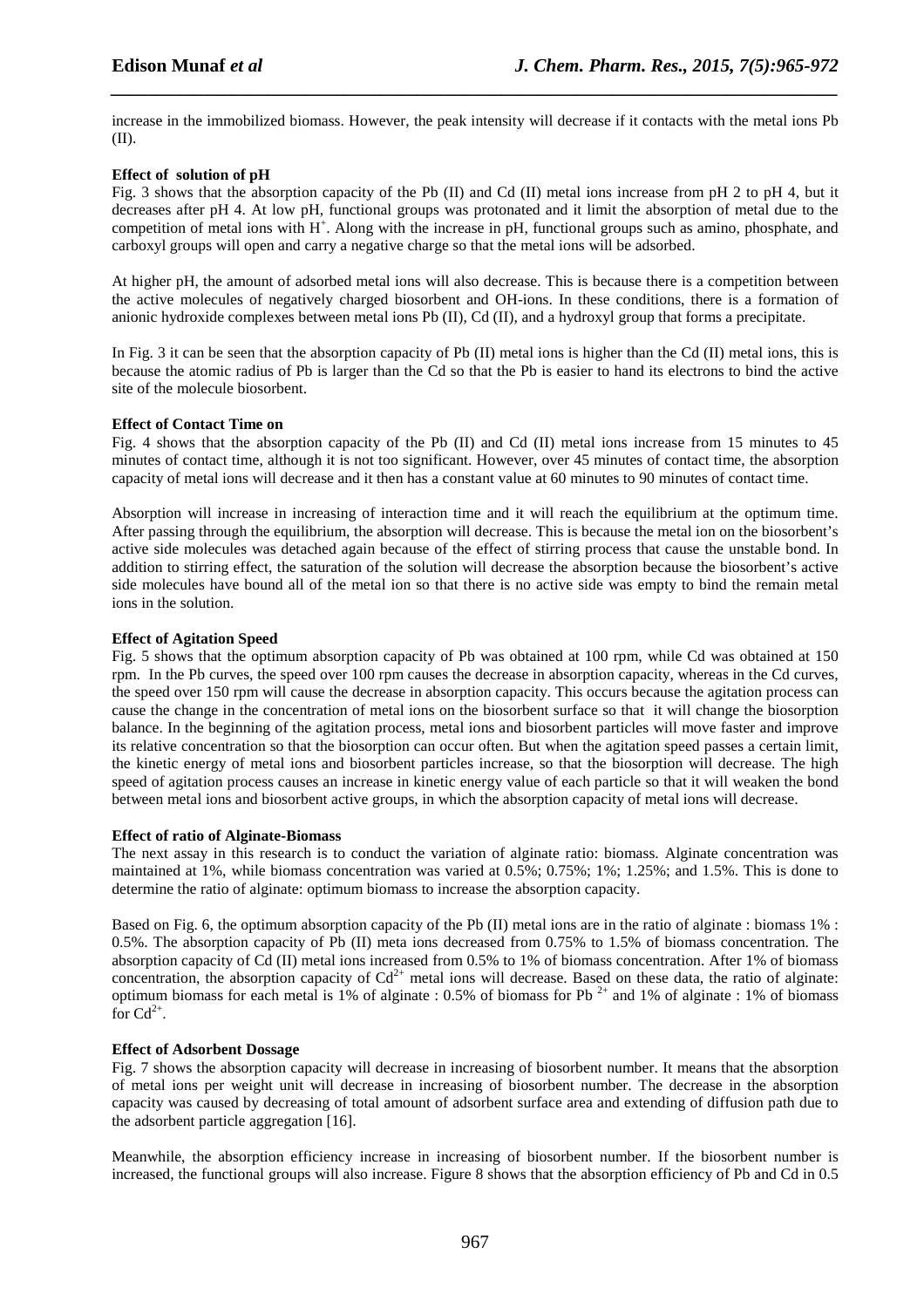increase in the immobilized biomass. However, the peak intensity will decrease if it contacts with the metal ions Pb (II).

**Effect of solution of pH**

Fig. 3 shows that the absorption capacity of the Pb (II) and Cd (II) metal ions increase from pH 2 to pH 4, but it decreases after pH 4. At low pH, functional groups was protonated and it limit the absorption of metal due to the competition of metal ions with $H^+$. Along with the increase in pH, functional groups such as amino, phosphate, and carboxyl groups will open and carry a negative charge so that the metal ions will be adsorbed.

At higher pH, the amount of adsorbed metal ions will also decrease. This is because there is a competition between the active molecules of negatively charged biosorbent and OH-ions. In these conditions, there is a formation of anionic hydroxide complexes between metal ions Pb (II), Cd (II), and a hydroxyl group that forms a precipitate.

In Fig. 3 it can be seen that the absorption capacity of Pb (II) metal ions is higher than the Cd (II) metal ions, this is because the atomic radius of Pb is larger than the Cd so that the Pb is easier to hand its electrons to bind the active site of the molecule biosorbent.

**Effect of Contact Time on**

Fig. 4 shows that the absorption capacity of the Pb (II) and Cd (II) metal ions increase from 15 minutes to 45 minutes of contact time, although it is not too significant. However, over 45 minutes of contact time, the absorption capacity of metal ions will decrease and it then has a constant value at 60 minutes to 90 minutes of contact time.

Absorption will increase in increasing of interaction time and it will reach the equilibrium at the optimum time. After passing through the equilibrium, the absorption will decrease. This is because the metal ion on the biosorbent's active side molecules was detached again because of the effect of stirring process that cause the unstable bond. In addition to stirring effect, the saturation of the solution will decrease the absorption because the biosorbent's active side molecules have bound all of the metal ion so that there is no active side was empty to bind the remain metal ions in the solution.

**Effect of Agitation Speed**

Fig. 5 shows that the optimum absorption capacity of Pb was obtained at 100 rpm, while Cd was obtained at 150 rpm. In the Pb curves, the speed over 100 rpm causes the decrease in absorption capacity, whereas in the Cd curves, the speed over 150 rpm will cause the decrease in absorption capacity. This occurs because the agitation process can cause the change in the concentration of metal ions on the biosorbent surface so that it will change the biosorption balance. In the beginning of the agitation process, metal ions and biosorbent particles will move faster and improve its relative concentration so that the biosorption can occur often. But when the agitation speed passes a certain limit, the kinetic energy of metal ions and biosorbent particles increase, so that the biosorption will decrease. The high speed of agitation process causes an increase in kinetic energy value of each particle so that it will weaken the bond between metal ions and biosorbent active groups, in which the absorption capacity of metal ions will decrease.

**Effect of ratio of Alginate-Biomass**

The next assay in this research is to conduct the variation of alginate ratio: biomass. Alginate concentration was maintained at 1%, while biomass concentration was varied at 0.5%; 0.75%; 1%; 1.25%; and 1.5%. This is done to determine the ratio of alginate: optimum biomass to increase the absorption capacity.

Based on Fig. 6, the optimum absorption capacity of the Pb (II) metal ions are in the ratio of alginate : biomass 1% : 0.5%. The absorption capacity of Pb (II) meta ions decreased from 0.75% to 1.5% of biomass concentration. The absorption capacity of Cd (II) metal ions increased from 0.5% to 1% of biomass concentration. After 1% of biomass concentration, the absorption capacity of $Cd^{2+}$ metal ions will decrease. Based on these data, the ratio of alginate: optimum biomass for each metal is 1% of alginate : 0.5% of biomass for $Pb^{2+}$ and 1% of alginate : 1% of biomass for $Cd^{2+}$.

**Effect of Adsorbent Dossage**

Fig. 7 shows the absorption capacity will decrease in increasing of biosorbent number. It means that the absorption of metal ions per weight unit will decrease in increasing of biosorbent number. The decrease in the absorption capacity was caused by decreasing of total amount of adsorbent surface area and extending of diffusion path due to the adsorbent particle aggregation [16].

Meanwhile, the absorption efficiency increase in increasing of biosorbent number. If the biosorbent number is increased, the functional groups will also increase. Figure 8 shows that the absorption efficiency of Pb and Cd in 0.5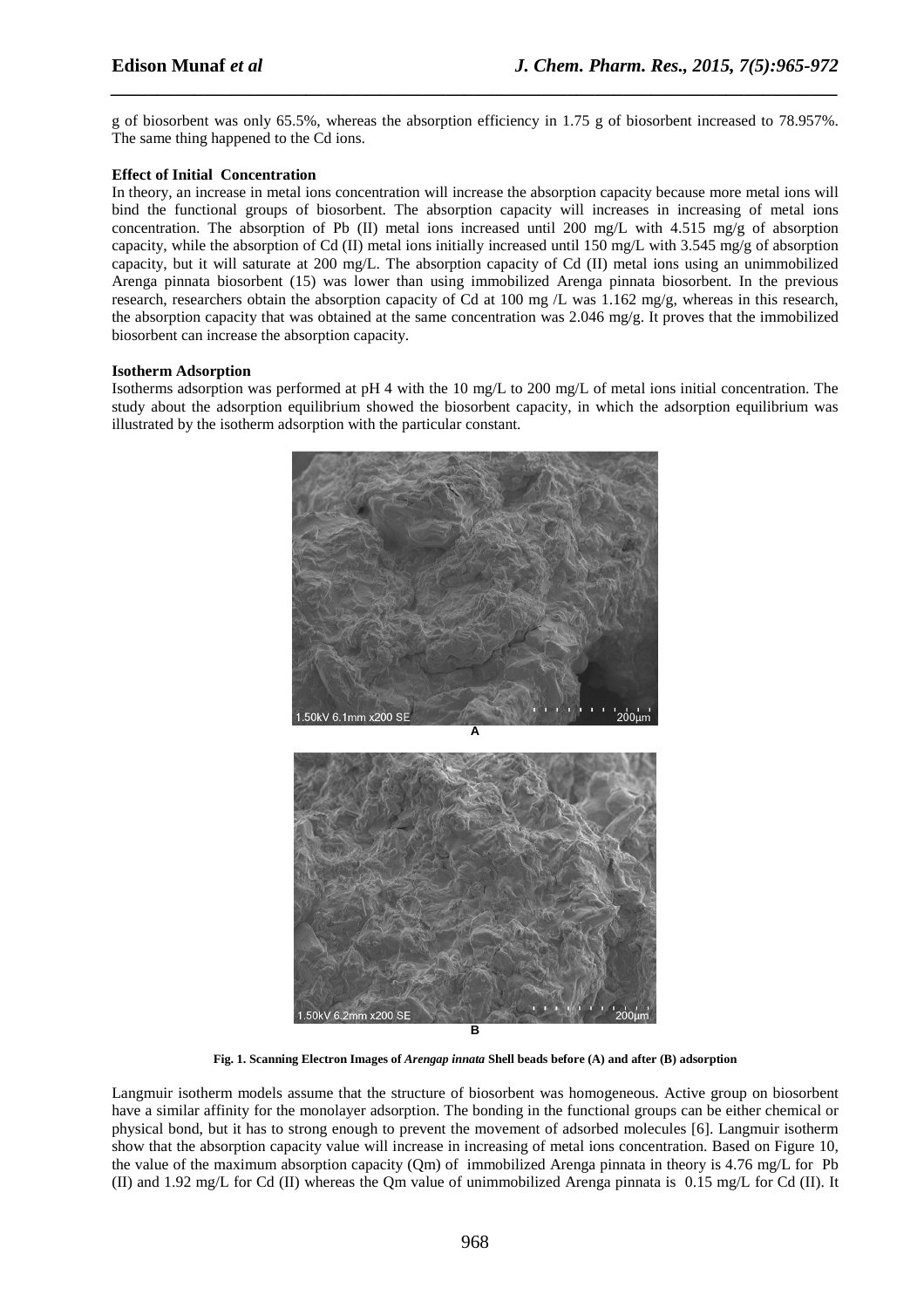g of biosorbent was only 65.5%, whereas the absorption efficiency in 1.75 g of biosorbent increased to 78.957%. The same thing happened to the Cd ions.

**Effect of Initial Concentration**

In theory, an increase in metal ions concentration will increase the absorption capacity because more metal ions will bind the functional groups of biosorbent. The absorption capacity will increases in increasing of metal ions concentration. The absorption of Pb (II) metal ions increased until 200 mg/L with 4.515 mg/g of absorption capacity, while the absorption of Cd (II) metal ions initially increased until 150 mg/L with 3.545 mg/g of absorption capacity, but it will saturate at 200 mg/L. The absorption capacity of Cd (II) metal ions using an unimmobilized Arenga pinnata biosorbent (15) was lower than using immobilized Arenga pinnata biosorbent. In the previous research, researchers obtain the absorption capacity of Cd at 100 mg /L was 1.162 mg/g, whereas in this research, the absorption capacity that was obtained at the same concentration was 2.046 mg/g. It proves that the immobilized biosorbent can increase the absorption capacity.

**Isotherm Adsorption**

Isotherms adsorption was performed at pH 4 with the 10 mg/L to 200 mg/L of metal ions initial concentration. The study about the adsorption equilibrium showed the biosorbent capacity, in which the adsorption equilibrium was illustrated by the isotherm adsorption with the particular constant.

**Fig. 1. Scanning Electron Images of *Arengap innata* Shell beads before (A) and after (B) adsorption**

Langmuir isotherm models assume that the structure of biosorbent was homogeneous. Active group on biosorbent have a similar affinity for the monolayer adsorption. The bonding in the functional groups can be either chemical or physical bond, but it has to strong enough to prevent the movement of adsorbed molecules [6]. Langmuir isotherm show that the absorption capacity value will increase in increasing of metal ions concentration. Based on Figure 10, the value of the maximum absorption capacity (Qm) of immobilized Arenga pinnata in theory is 4.76 mg/L for Pb (II) and 1.92 mg/L for Cd (II) whereas the Qm value of unimmobilized Arenga pinnata is 0.15 mg/L for Cd (II). It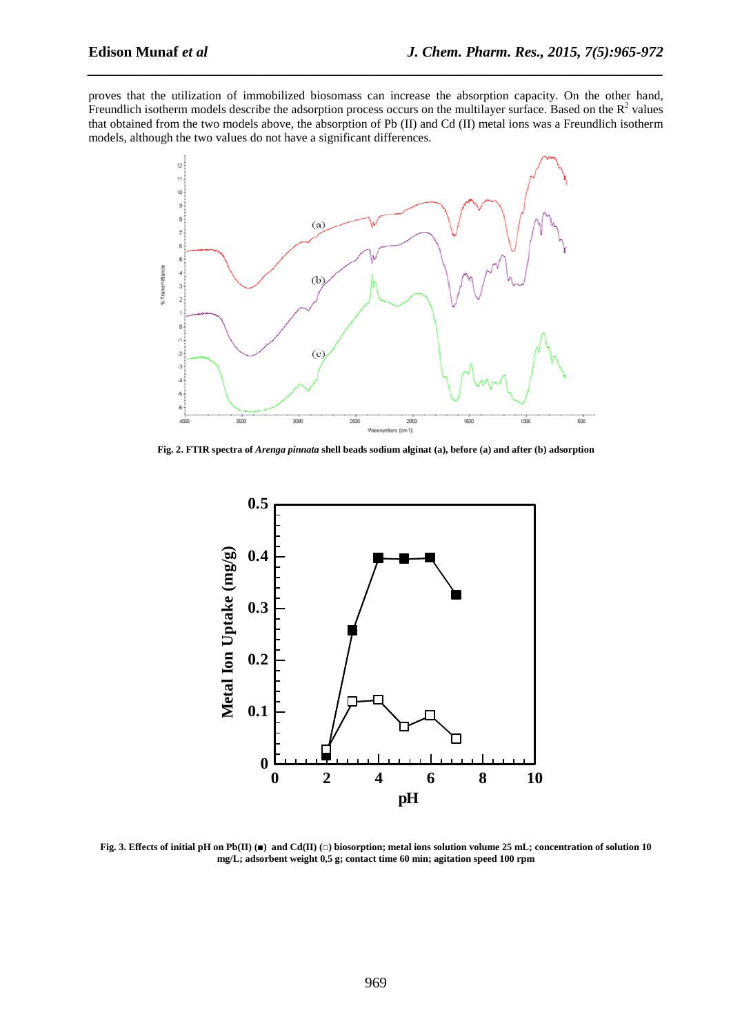proves that the utilization of immobilized biosomass can increase the absorption capacity. On the other hand, Freundlich isotherm models describe the adsorption process occurs on the multilayer surface. Based on the $R^2$ values that obtained from the two models above, the absorption of Pb (II) and Cd (II) metal ions was a Freundlich isotherm models, although the two values do not have a significant differences.

**Fig. 2. FTIR spectra of *Arenga pinnata* shell beads sodium alginat (a), before (a) and after (b) adsorption**

**Fig. 3. Effects of initial pH on Pb(II) (■) and Cd(II) (□) biosorption; metal ions solution volume 25 mL; concentration of solution 10 mg/L; adsorbent weight 0,5 g; contact time 60 min; agitation speed 100 rpm**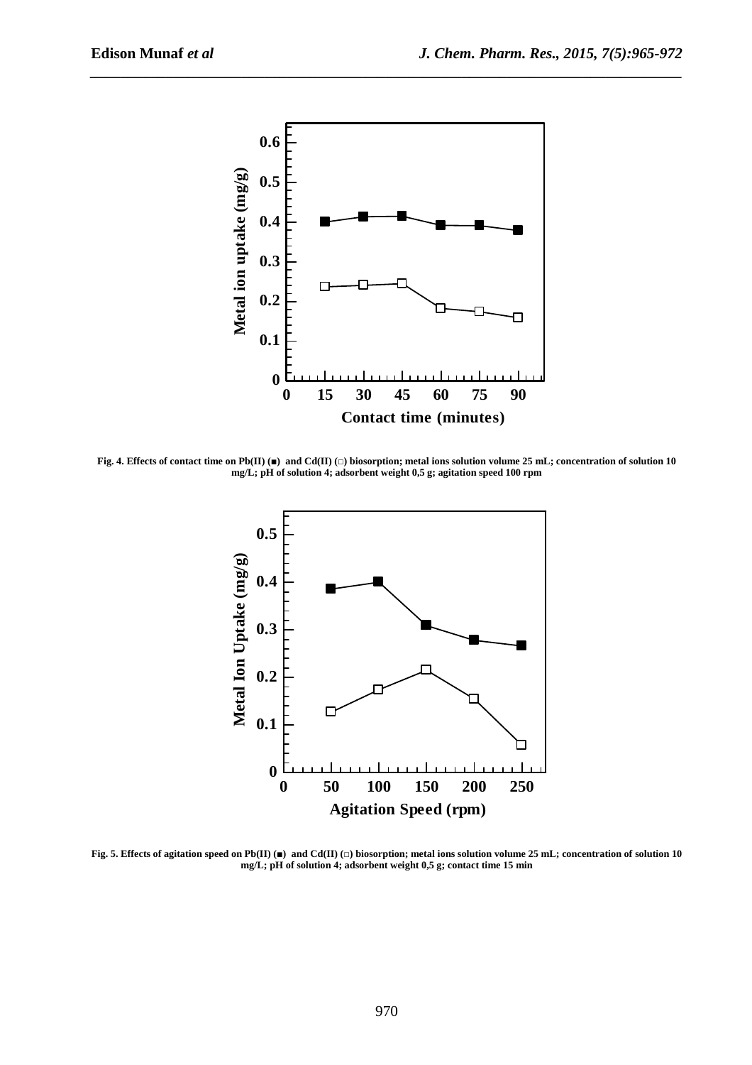Fig. 4. Effects of contact time on Pb(II) (■) and Cd(II) (□) biosorption; metal ions solution volume 25 mL; concentration of solution 10 mg/L; pH of solution 4; adsorbent weight 0,5 g; agitation speed 100 rpm

Fig. 5. Effects of agitation speed on Pb(II) (■) and Cd(II) (□) biosorption; metal ions solution volume 25 mL; concentration of solution 10 mg/L; pH of solution 4; adsorbent weight 0,5 g; contact time 15 min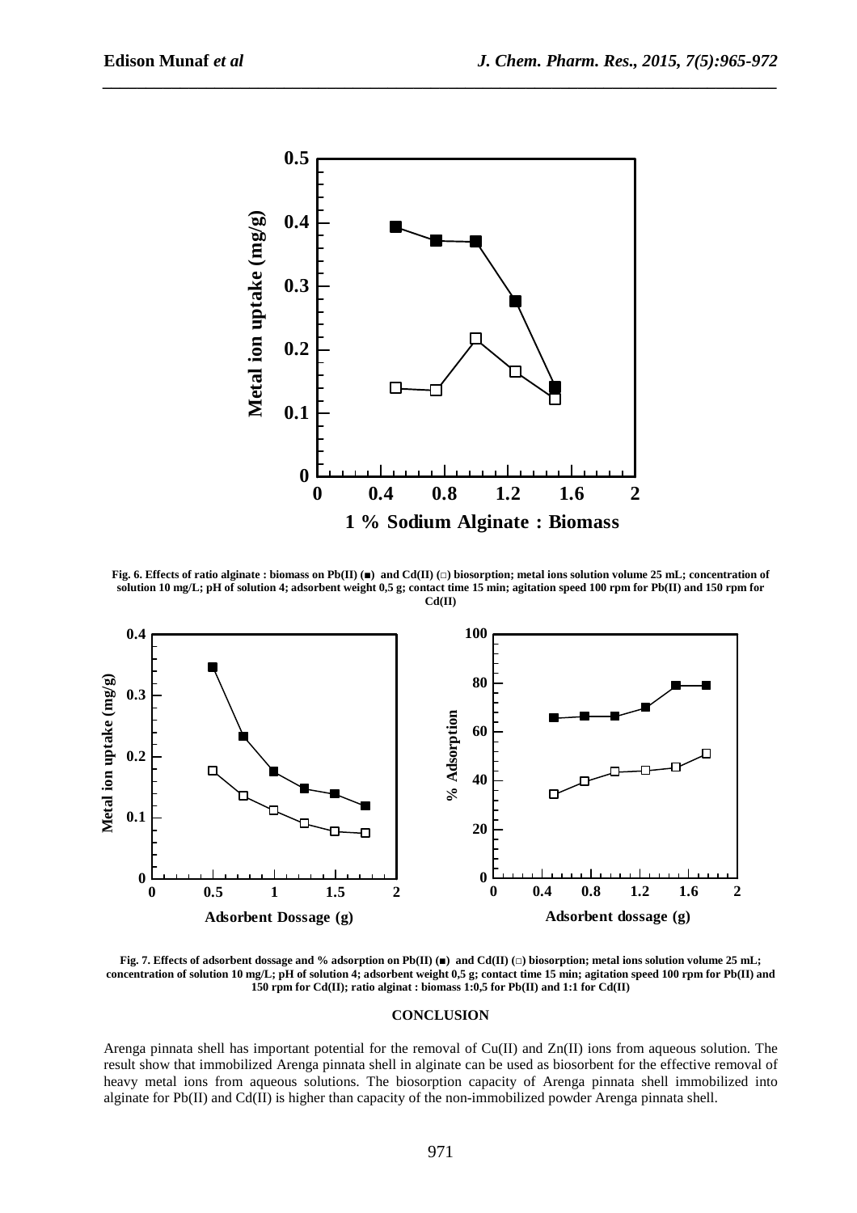Fig. 6. Effects of ratio alginate : biomass on Pb(II) (■) and Cd(II) (□) biosorption; metal ions solution volume 25 mL; concentration of solution 10 mg/L; pH of solution 4; adsorbent weight 0,5 g; contact time 15 min; agitation speed 100 rpm for Pb(II) and 150 rpm for Cd(II)

Fig. 7. Effects of adsorbent dossage and % adsorption on Pb(II) (■) and Cd(II) (□) biosorption; metal ions solution volume 25 mL; concentration of solution 10 mg/L; pH of solution 4; adsorbent weight 0,5 g; contact time 15 min; agitation speed 100 rpm for Pb(II) and 150 rpm for Cd(II); ratio alginat : biomass 1:0,5 for Pb(II) and 1:1 for Cd(II)

## CONCLUSION

Arenga pinnata shell has important potential for the removal of Cu(II) and Zn(II) ions from aqueous solution. The result show that immobilized Arenga pinnata shell in alginate can be used as biosorbent for the effective removal of heavy metal ions from aqueous solutions. The biosorption capacity of Arenga pinnata shell immobilized into alginate for Pb(II) and Cd(II) is higher than capacity of the non-immobilized powder Arenga pinnata shell.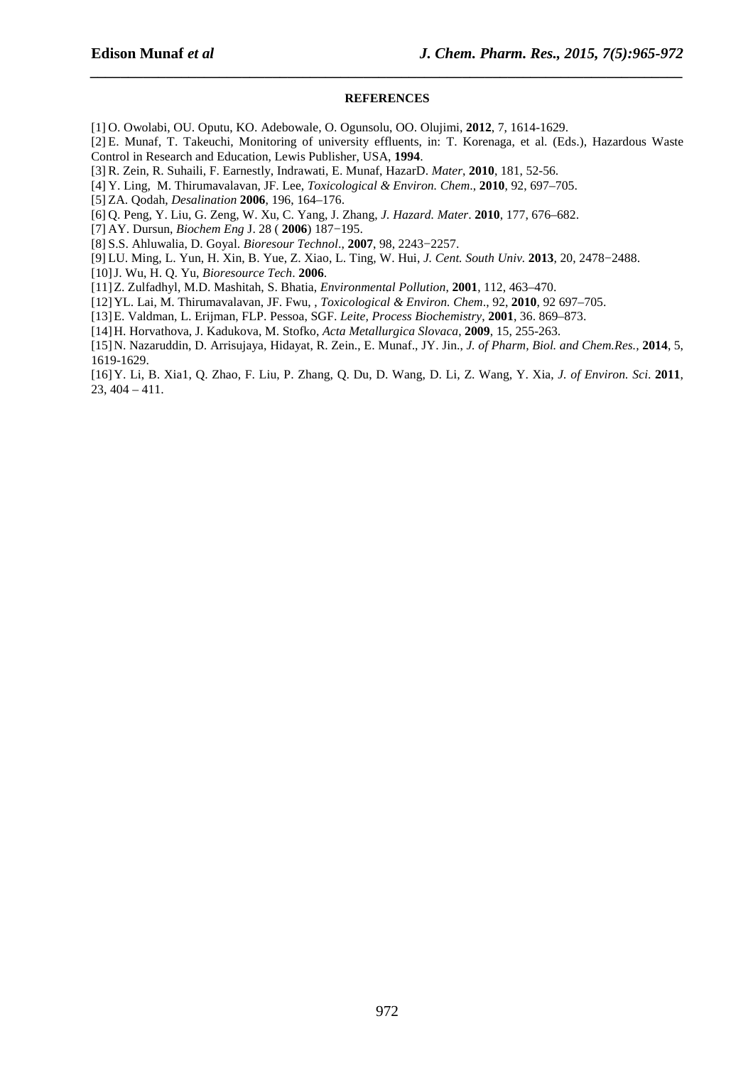**REFERENCES**

[1] O. Owolabi, OU. Oputu, KO. Adebowale, O. Ogunsolu, OO. Olujimi, **2012**, 7, 1614-1629.

[2] E. Munaf, T. Takeuchi, Monitoring of university effluents, in: T. Korenaga, et al. (Eds.), Hazardous Waste Control in Research and Education, Lewis Publisher, USA, **1994**.

[3] R. Zein, R. Suhaili, F. Earnestly, Indrawati, E. Munaf, HazarD. *Mater*, **2010**, 181, 52-56.

[4] Y. Ling, M. Thirumavalavan, JF. Lee, *Toxicological & Environ. Chem*., **2010**, 92, 697–705.

[5] ZA. Qodah, *Desalination* **2006**, 196, 164–176.

[6] Q. Peng, Y. Liu, G. Zeng, W. Xu, C. Yang, J. Zhang, *J. Hazard. Mater*. **2010**, 177, 676–682.

[7] AY. Dursun, *Biochem Eng* J. 28 ( **2006**) 187−195.

[8] S.S. Ahluwalia, D. Goyal. *Bioresour Technol*., **2007**, 98, 2243−2257.

[9] LU. Ming, L. Yun, H. Xin, B. Yue, Z. Xiao, L. Ting, W. Hui, *J. Cent. South Univ.* **2013**, 20, 2478−2488.

[10] J. Wu, H. Q. Yu, *Bioresource Tech*. **2006**.

[11] Z. Zulfadhyl, M.D. Mashitah, S. Bhatia, *Environmental Pollution*, **2001**, 112, 463–470.

[12] YL. Lai, M. Thirumavalavan, JF. Fwu, , *Toxicological & Environ. Chem*., 92, **2010**, 92 697–705.

[13] E. Valdman, L. Erijman, FLP. Pessoa, SGF. *Leite, Process Biochemistry*, **2001**, 36. 869–873.

[14] H. Horvathova, J. Kadukova, M. Stofko, *Acta Metallurgica Slovaca*, **2009**, 15, 255-263.

[15] N. Nazaruddin, D. Arrisujaya, Hidayat, R. Zein., E. Munaf., JY. Jin., *J. of Pharm, Biol. and Chem.Res.*, **2014**, 5, 1619-1629.

[16] Y. Li, B. Xia1, Q. Zhao, F. Liu, P. Zhang, Q. Du, D. Wang, D. Li, Z. Wang, Y. Xia, *J. of Environ. Sci.* **2011**, 23, 404 – 411.